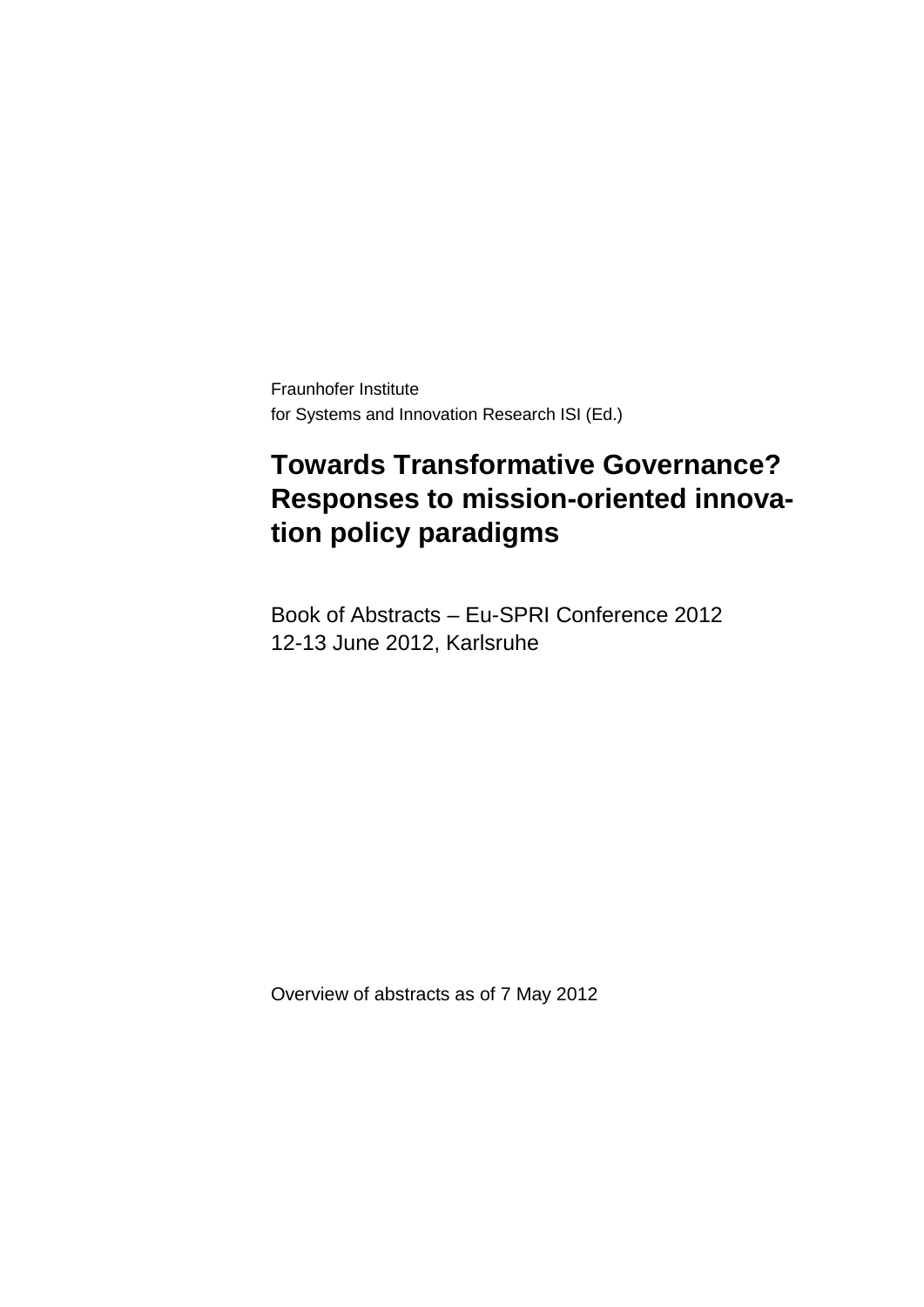Fraunhofer Institute
for Systems and Innovation Research ISI (Ed.)

# Towards Transformative Governance? Responses to mission-oriented innovation policy paradigms

Book of Abstracts – Eu-SPRI Conference 2012
12-13 June 2012, Karlsruhe

Overview of abstracts as of 7 May 2012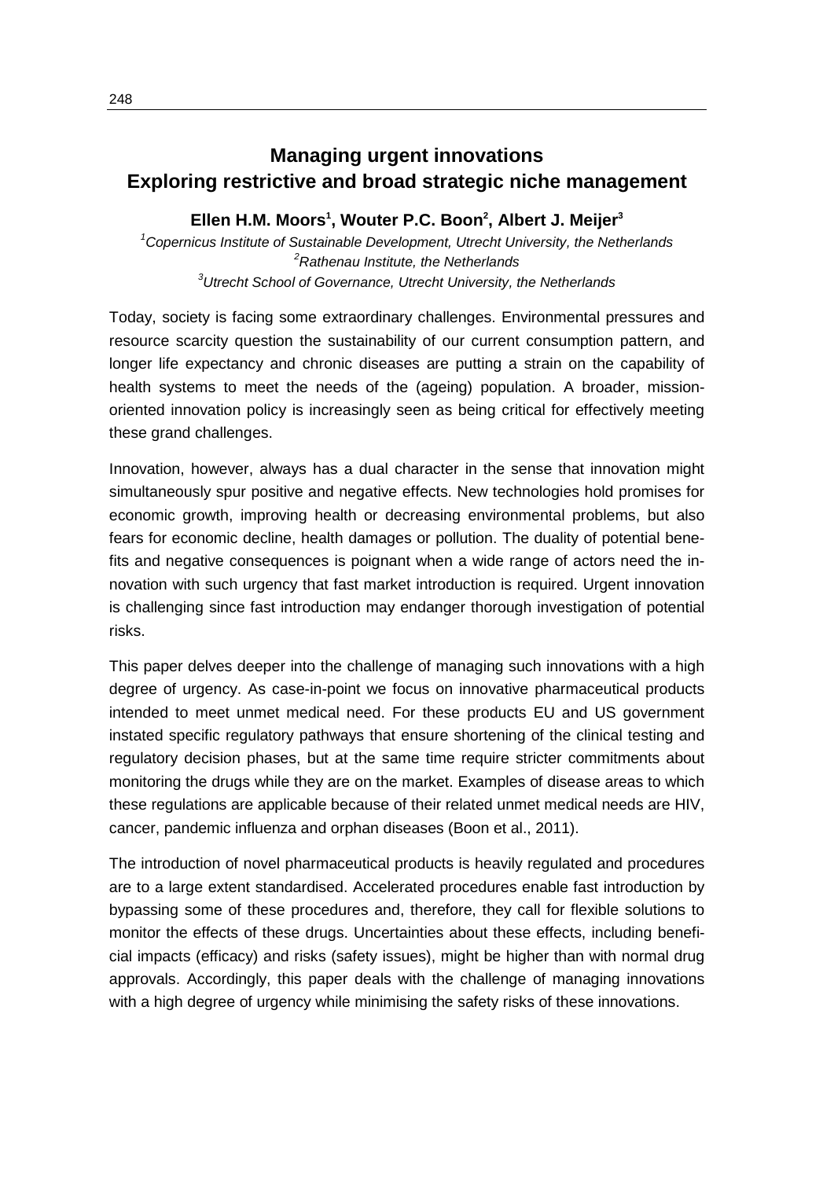# Managing urgent innovations
# Exploring restrictive and broad strategic niche management

**Ellen H.M. Moors[1], Wouter P.C. Boon[2], Albert J. Meijer[3]**

*[1]Copernicus Institute of Sustainable Development, Utrecht University, the Netherlands*
*[2]Rathenau Institute, the Netherlands*
*[3]Utrecht School of Governance, Utrecht University, the Netherlands*

Today, society is facing some extraordinary challenges. Environmental pressures and resource scarcity question the sustainability of our current consumption pattern, and longer life expectancy and chronic diseases are putting a strain on the capability of health systems to meet the needs of the (ageing) population. A broader, mission-oriented innovation policy is increasingly seen as being critical for effectively meeting these grand challenges.

Innovation, however, always has a dual character in the sense that innovation might simultaneously spur positive and negative effects. New technologies hold promises for economic growth, improving health or decreasing environmental problems, but also fears for economic decline, health damages or pollution. The duality of potential benefits and negative consequences is poignant when a wide range of actors need the innovation with such urgency that fast market introduction is required. Urgent innovation is challenging since fast introduction may endanger thorough investigation of potential risks.

This paper delves deeper into the challenge of managing such innovations with a high degree of urgency. As case-in-point we focus on innovative pharmaceutical products intended to meet unmet medical need. For these products EU and US government instated specific regulatory pathways that ensure shortening of the clinical testing and regulatory decision phases, but at the same time require stricter commitments about monitoring the drugs while they are on the market. Examples of disease areas to which these regulations are applicable because of their related unmet medical needs are HIV, cancer, pandemic influenza and orphan diseases (Boon et al., 2011).

The introduction of novel pharmaceutical products is heavily regulated and procedures are to a large extent standardised. Accelerated procedures enable fast introduction by bypassing some of these procedures and, therefore, they call for flexible solutions to monitor the effects of these drugs. Uncertainties about these effects, including beneficial impacts (efficacy) and risks (safety issues), might be higher than with normal drug approvals. Accordingly, this paper deals with the challenge of managing innovations with a high degree of urgency while minimising the safety risks of these innovations.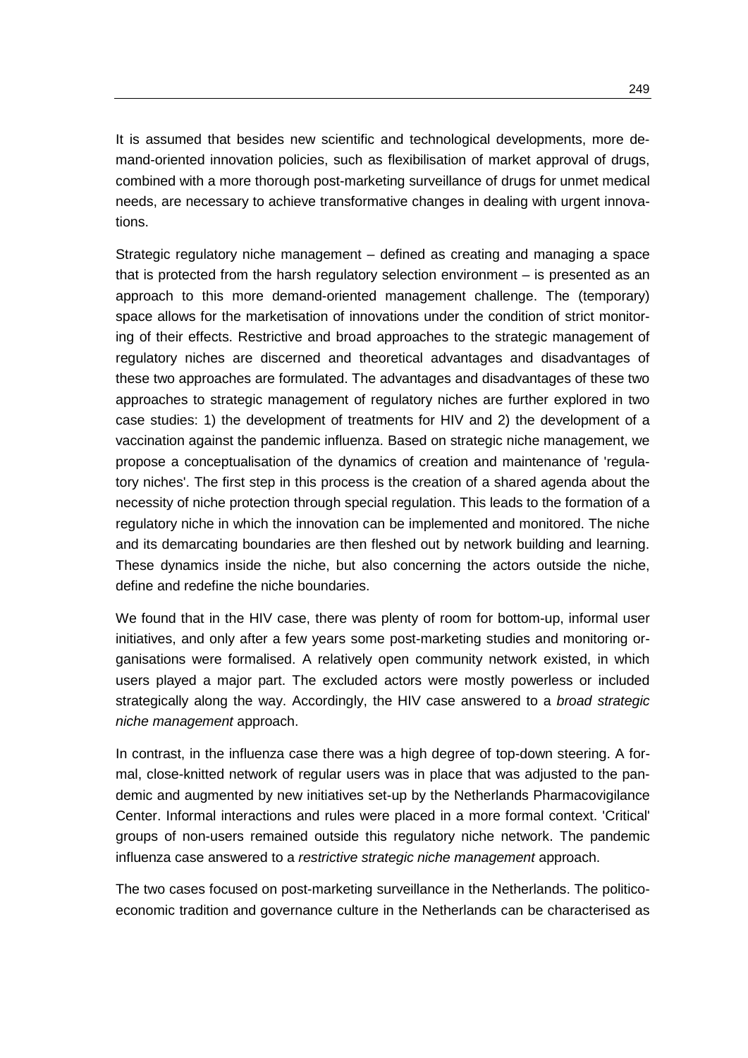It is assumed that besides new scientific and technological developments, more demand-oriented innovation policies, such as flexibilisation of market approval of drugs, combined with a more thorough post-marketing surveillance of drugs for unmet medical needs, are necessary to achieve transformative changes in dealing with urgent innovations.

Strategic regulatory niche management – defined as creating and managing a space that is protected from the harsh regulatory selection environment – is presented as an approach to this more demand-oriented management challenge. The (temporary) space allows for the marketisation of innovations under the condition of strict monitoring of their effects. Restrictive and broad approaches to the strategic management of regulatory niches are discerned and theoretical advantages and disadvantages of these two approaches are formulated. The advantages and disadvantages of these two approaches to strategic management of regulatory niches are further explored in two case studies: 1) the development of treatments for HIV and 2) the development of a vaccination against the pandemic influenza. Based on strategic niche management, we propose a conceptualisation of the dynamics of creation and maintenance of 'regulatory niches'. The first step in this process is the creation of a shared agenda about the necessity of niche protection through special regulation. This leads to the formation of a regulatory niche in which the innovation can be implemented and monitored. The niche and its demarcating boundaries are then fleshed out by network building and learning. These dynamics inside the niche, but also concerning the actors outside the niche, define and redefine the niche boundaries.

We found that in the HIV case, there was plenty of room for bottom-up, informal user initiatives, and only after a few years some post-marketing studies and monitoring organisations were formalised. A relatively open community network existed, in which users played a major part. The excluded actors were mostly powerless or included strategically along the way. Accordingly, the HIV case answered to a *broad strategic niche management* approach.

In contrast, in the influenza case there was a high degree of top-down steering. A formal, close-knitted network of regular users was in place that was adjusted to the pandemic and augmented by new initiatives set-up by the Netherlands Pharmacovigilance Center. Informal interactions and rules were placed in a more formal context. 'Critical' groups of non-users remained outside this regulatory niche network. The pandemic influenza case answered to a *restrictive strategic niche management* approach.

The two cases focused on post-marketing surveillance in the Netherlands. The politico-economic tradition and governance culture in the Netherlands can be characterised as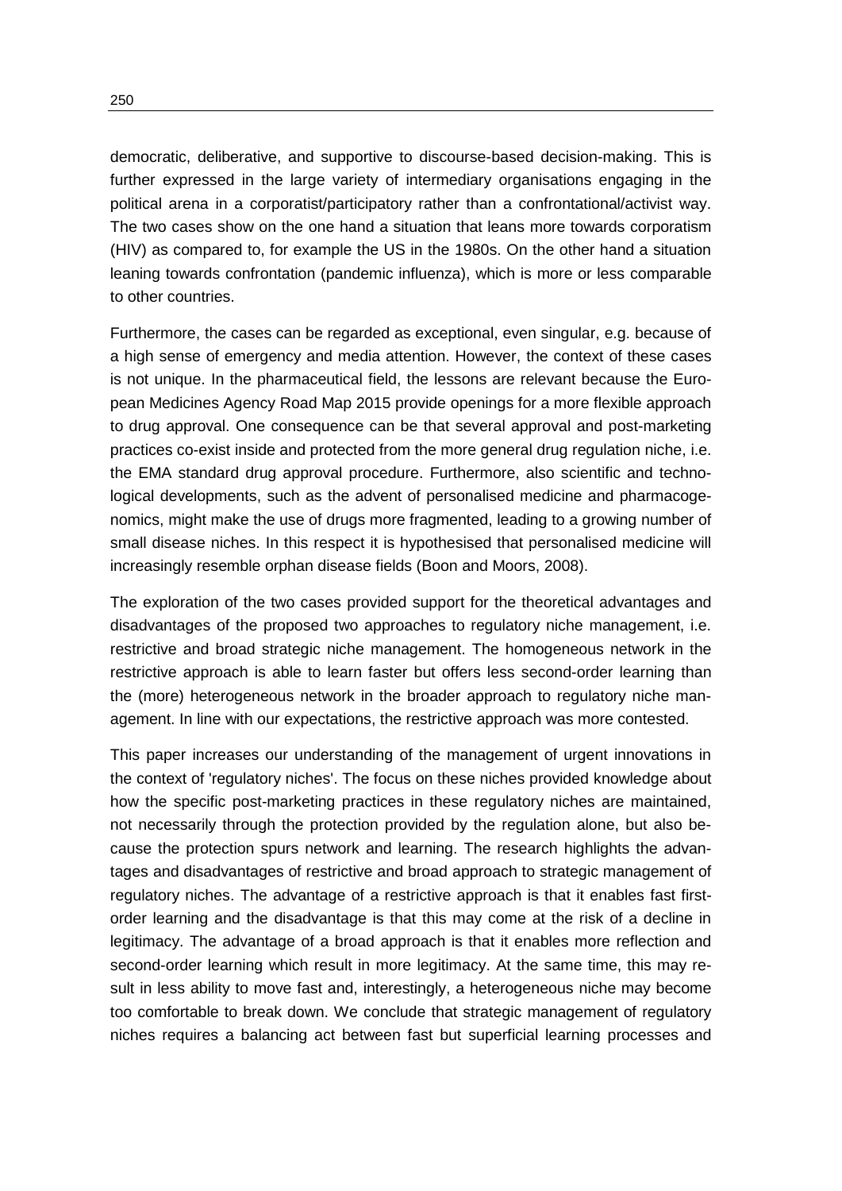democratic, deliberative, and supportive to discourse-based decision-making. This is further expressed in the large variety of intermediary organisations engaging in the political arena in a corporatist/participatory rather than a confrontational/activist way. The two cases show on the one hand a situation that leans more towards corporatism (HIV) as compared to, for example the US in the 1980s. On the other hand a situation leaning towards confrontation (pandemic influenza), which is more or less comparable to other countries.

Furthermore, the cases can be regarded as exceptional, even singular, e.g. because of a high sense of emergency and media attention. However, the context of these cases is not unique. In the pharmaceutical field, the lessons are relevant because the European Medicines Agency Road Map 2015 provide openings for a more flexible approach to drug approval. One consequence can be that several approval and post-marketing practices co-exist inside and protected from the more general drug regulation niche, i.e. the EMA standard drug approval procedure. Furthermore, also scientific and technological developments, such as the advent of personalised medicine and pharmacogenomics, might make the use of drugs more fragmented, leading to a growing number of small disease niches. In this respect it is hypothesised that personalised medicine will increasingly resemble orphan disease fields (Boon and Moors, 2008).

The exploration of the two cases provided support for the theoretical advantages and disadvantages of the proposed two approaches to regulatory niche management, i.e. restrictive and broad strategic niche management. The homogeneous network in the restrictive approach is able to learn faster but offers less second-order learning than the (more) heterogeneous network in the broader approach to regulatory niche management. In line with our expectations, the restrictive approach was more contested.

This paper increases our understanding of the management of urgent innovations in the context of 'regulatory niches'. The focus on these niches provided knowledge about how the specific post-marketing practices in these regulatory niches are maintained, not necessarily through the protection provided by the regulation alone, but also because the protection spurs network and learning. The research highlights the advantages and disadvantages of restrictive and broad approach to strategic management of regulatory niches. The advantage of a restrictive approach is that it enables fast first-order learning and the disadvantage is that this may come at the risk of a decline in legitimacy. The advantage of a broad approach is that it enables more reflection and second-order learning which result in more legitimacy. At the same time, this may result in less ability to move fast and, interestingly, a heterogeneous niche may become too comfortable to break down. We conclude that strategic management of regulatory niches requires a balancing act between fast but superficial learning processes and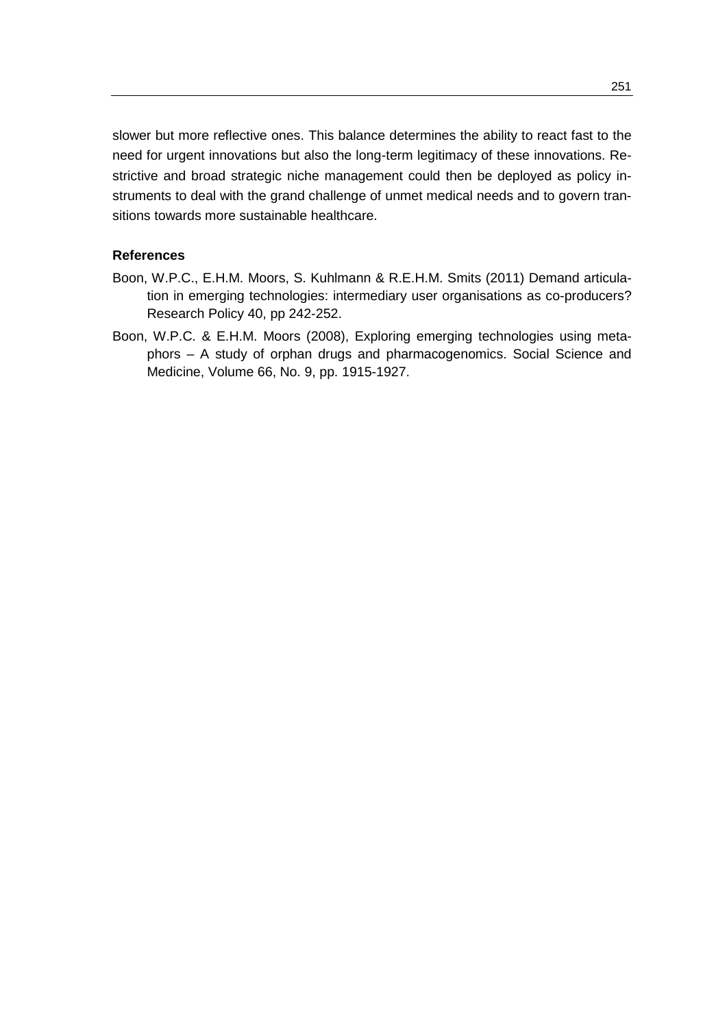slower but more reflective ones. This balance determines the ability to react fast to the need for urgent innovations but also the long-term legitimacy of these innovations. Restrictive and broad strategic niche management could then be deployed as policy instruments to deal with the grand challenge of unmet medical needs and to govern transitions towards more sustainable healthcare.

### References

Boon, W.P.C., E.H.M. Moors, S. Kuhlmann & R.E.H.M. Smits (2011) Demand articulation in emerging technologies: intermediary user organisations as co-producers? Research Policy 40, pp 242-252.

Boon, W.P.C. & E.H.M. Moors (2008), Exploring emerging technologies using metaphors – A study of orphan drugs and pharmacogenomics. Social Science and Medicine, Volume 66, No. 9, pp. 1915-1927.